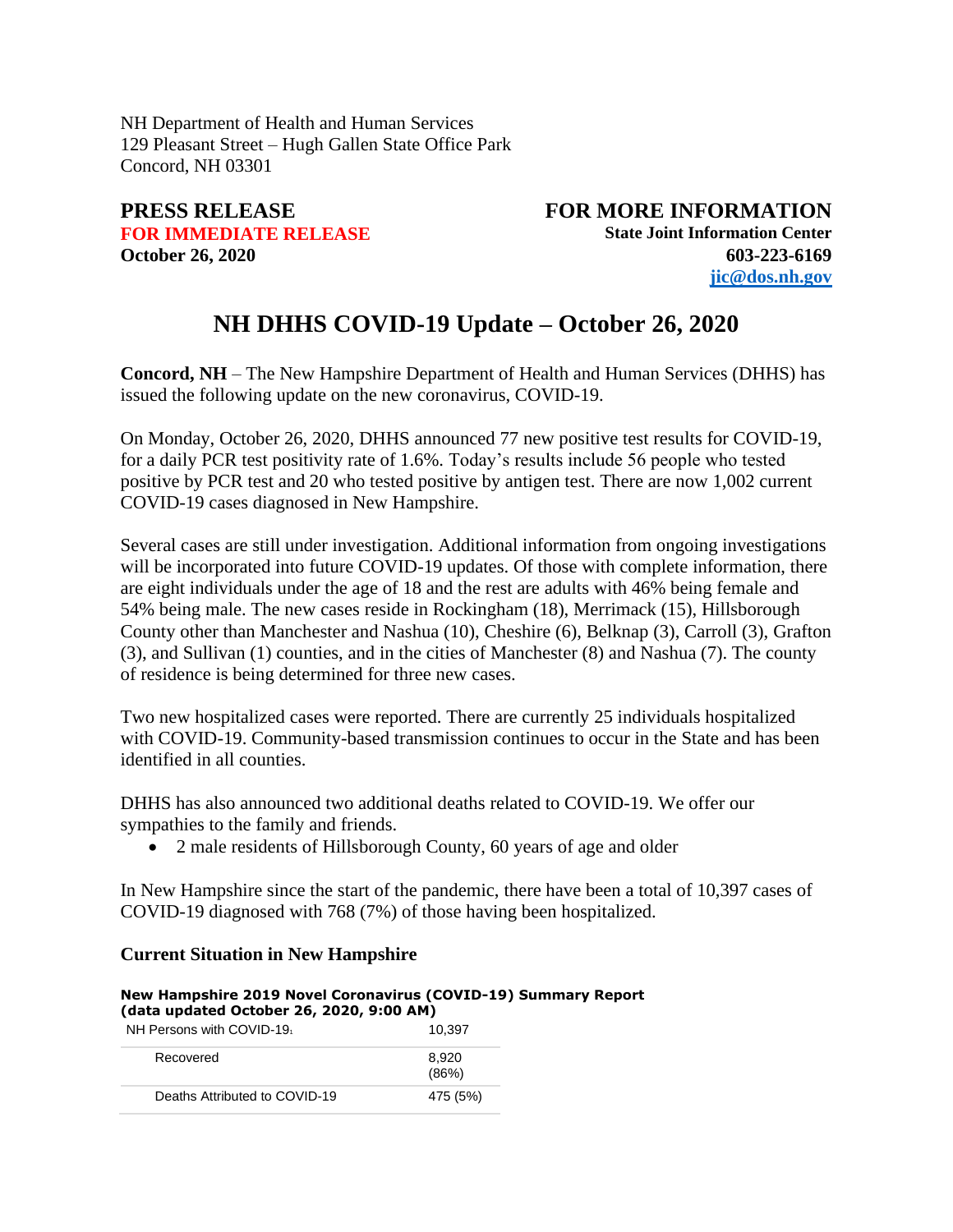NH Department of Health and Human Services
129 Pleasant Street – Hugh Gallen State Office Park
Concord, NH 03301

**PRESS RELEASE**
**FOR IMMEDIATE RELEASE**
**October 26, 2020**

**FOR MORE INFORMATION**
**State Joint Information Center**
**603-223-6169**
**jic@dos.nh.gov**

# NH DHHS COVID-19 Update – October 26, 2020

**Concord, NH** – The New Hampshire Department of Health and Human Services (DHHS) has issued the following update on the new coronavirus, COVID-19.

On Monday, October 26, 2020, DHHS announced 77 new positive test results for COVID-19, for a daily PCR test positivity rate of 1.6%. Today's results include 56 people who tested positive by PCR test and 20 who tested positive by antigen test. There are now 1,002 current COVID-19 cases diagnosed in New Hampshire.

Several cases are still under investigation. Additional information from ongoing investigations will be incorporated into future COVID-19 updates. Of those with complete information, there are eight individuals under the age of 18 and the rest are adults with 46% being female and 54% being male. The new cases reside in Rockingham (18), Merrimack (15), Hillsborough County other than Manchester and Nashua (10), Cheshire (6), Belknap (3), Carroll (3), Grafton (3), and Sullivan (1) counties, and in the cities of Manchester (8) and Nashua (7). The county of residence is being determined for three new cases.

Two new hospitalized cases were reported. There are currently 25 individuals hospitalized with COVID-19. Community-based transmission continues to occur in the State and has been identified in all counties.

DHHS has also announced two additional deaths related to COVID-19. We offer our sympathies to the family and friends.

- 2 male residents of Hillsborough County, 60 years of age and older

In New Hampshire since the start of the pandemic, there have been a total of 10,397 cases of COVID-19 diagnosed with 768 (7%) of those having been hospitalized.

### Current Situation in New Hampshire

**New Hampshire 2019 Novel Coronavirus (COVID-19) Summary Report (data updated October 26, 2020, 9:00 AM)**

| NH Persons with COVID-19[1] | 10,397 |
|---|---|
| Recovered | 8,920 (86%) |
| Deaths Attributed to COVID-19 | 475 (5%) |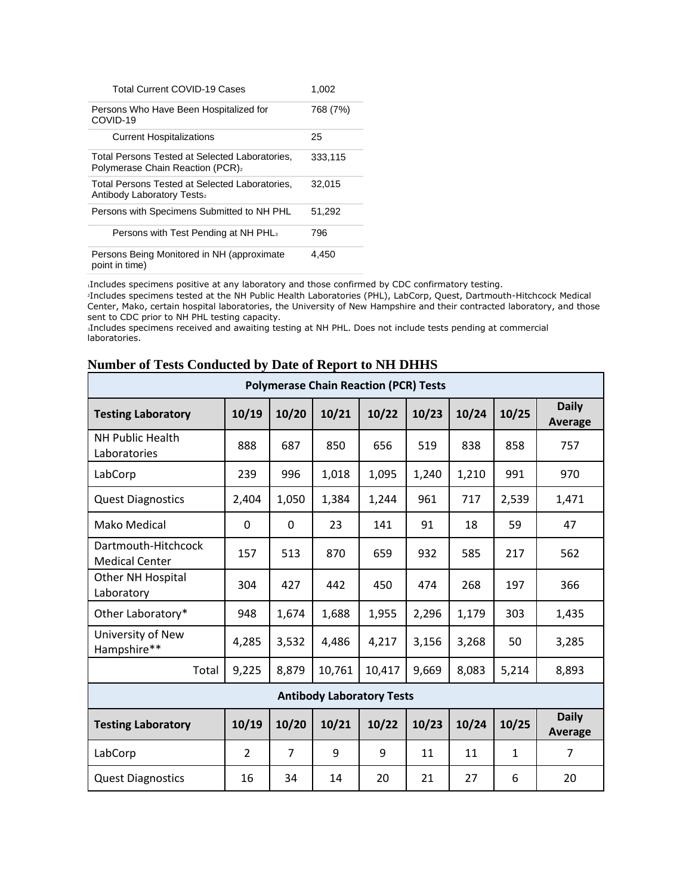| | |
|---|---|
| Total Current COVID-19 Cases | 1,002 |
| Persons Who Have Been Hospitalized for COVID-19 | 768 (7%) |
| Current Hospitalizations | 25 |
| Total Persons Tested at Selected Laboratories, Polymerase Chain Reaction (PCR)[2] | 333,115 |
| Total Persons Tested at Selected Laboratories, Antibody Laboratory Tests[2] | 32,015 |
| Persons with Specimens Submitted to NH PHL | 51,292 |
| Persons with Test Pending at NH PHL[3] | 796 |
| Persons Being Monitored in NH (approximate point in time) | 4,450 |

[1]Includes specimens positive at any laboratory and those confirmed by CDC confirmatory testing.
[2]Includes specimens tested at the NH Public Health Laboratories (PHL), LabCorp, Quest, Dartmouth-Hitchcock Medical Center, Mako, certain hospital laboratories, the University of New Hampshire and their contracted laboratory, and those sent to CDC prior to NH PHL testing capacity.
[3]Includes specimens received and awaiting testing at NH PHL. Does not include tests pending at commercial laboratories.

## Number of Tests Conducted by Date of Report to NH DHHS

| Polymerase Chain Reaction (PCR) Tests | | | | | | | | |
|---|---|---|---|---|---|---|---|---|
| **Testing Laboratory** | **10/19** | **10/20** | **10/21** | **10/22** | **10/23** | **10/24** | **10/25** | **Daily Average** |
| NH Public Health Laboratories | 888 | 687 | 850 | 656 | 519 | 838 | 858 | 757 |
| LabCorp | 239 | 996 | 1,018 | 1,095 | 1,240 | 1,210 | 991 | 970 |
| Quest Diagnostics | 2,404 | 1,050 | 1,384 | 1,244 | 961 | 717 | 2,539 | 1,471 |
| Mako Medical | 0 | 0 | 23 | 141 | 91 | 18 | 59 | 47 |
| Dartmouth-Hitchcock Medical Center | 157 | 513 | 870 | 659 | 932 | 585 | 217 | 562 |
| Other NH Hospital Laboratory | 304 | 427 | 442 | 450 | 474 | 268 | 197 | 366 |
| Other Laboratory* | 948 | 1,674 | 1,688 | 1,955 | 2,296 | 1,179 | 303 | 1,435 |
| University of New Hampshire** | 4,285 | 3,532 | 4,486 | 4,217 | 3,156 | 3,268 | 50 | 3,285 |
| Total | 9,225 | 8,879 | 10,761 | 10,417 | 9,669 | 8,083 | 5,214 | 8,893 |

| Antibody Laboratory Tests | | | | | | | | |
|---|---|---|---|---|---|---|---|---|
| **Testing Laboratory** | **10/19** | **10/20** | **10/21** | **10/22** | **10/23** | **10/24** | **10/25** | **Daily Average** |
| LabCorp | 2 | 7 | 9 | 9 | 11 | 11 | 1 | 7 |
| Quest Diagnostics | 16 | 34 | 14 | 20 | 21 | 27 | 6 | 20 |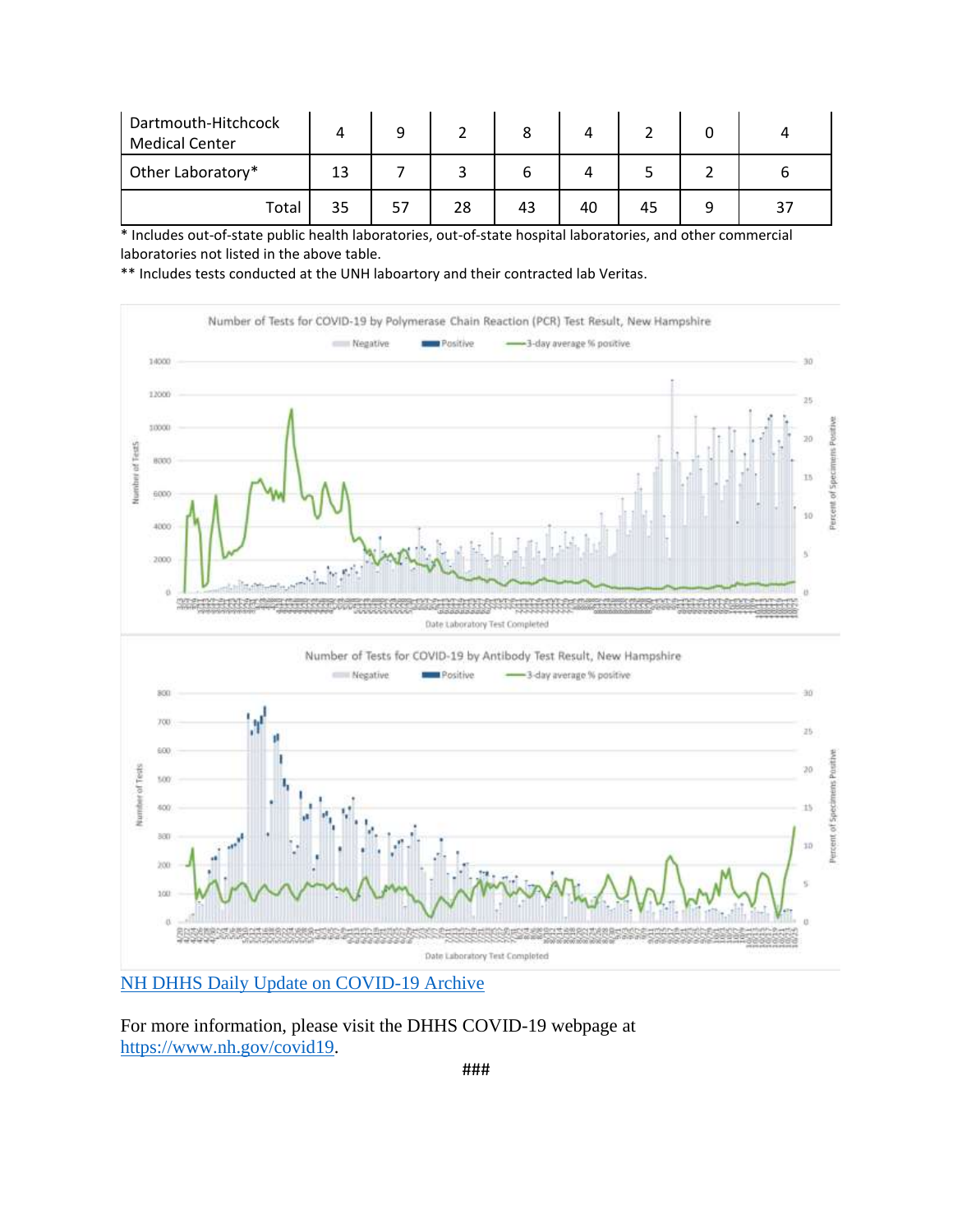| | | | | | | | | |
|---|---|---|---|---|---|---|---|---|
| Dartmouth-Hitchcock Medical Center | 4 | 9 | 2 | 8 | 4 | 2 | 0 | 4 |
| Other Laboratory* | 13 | 7 | 3 | 6 | 4 | 5 | 2 | 6 |
| Total | 35 | 57 | 28 | 43 | 40 | 45 | 9 | 37 |

\* Includes out-of-state public health laboratories, out-of-state hospital laboratories, and other commercial laboratories not listed in the above table.

** Includes tests conducted at the UNH laboartory and their contracted lab Veritas.

Number of Tests for COVID-19 by Polymerase Chain Reaction (PCR) Test Result, New Hampshire

Negative
Positive
3-day average % positive

Number of Tests
14000
12000
10000
8000
6000
4000
2000
0

Percent of Specimens Positive
30
25
20
15
10
5
0

Date Laboratory Test Completed

Number of Tests for COVID-19 by Antibody Test Result, New Hampshire

Negative
Positive
3-day average % positive

Number of Tests
800
700
600
500
400
300
200
100
0

Percent of Specimens Positive
30
25
20
15
10
5
0

Date Laboratory Test Completed

[NH DHHS Daily Update on COVID-19 Archive](#)

For more information, please visit the DHHS COVID-19 webpage at [https://www.nh.gov/covid19](https://www.nh.gov/covid19).

###